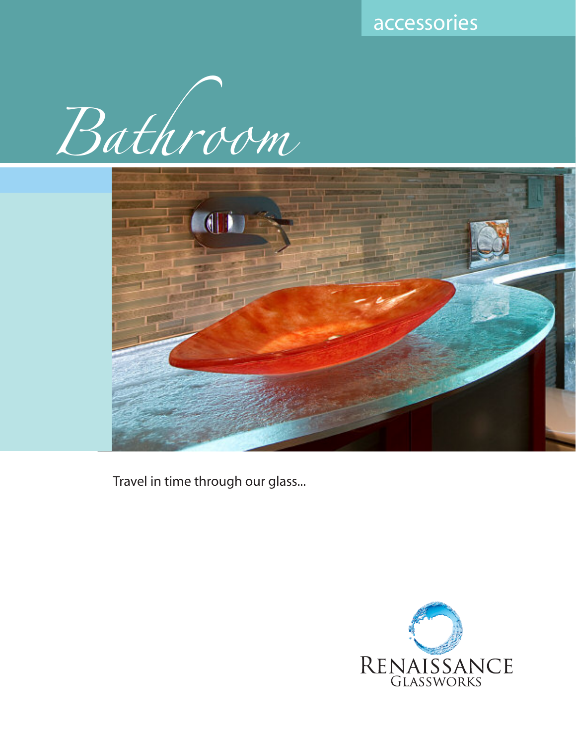accessories

# Bathroom

Travel in time through our glass...

RENAISSANCE
GLASSWORKS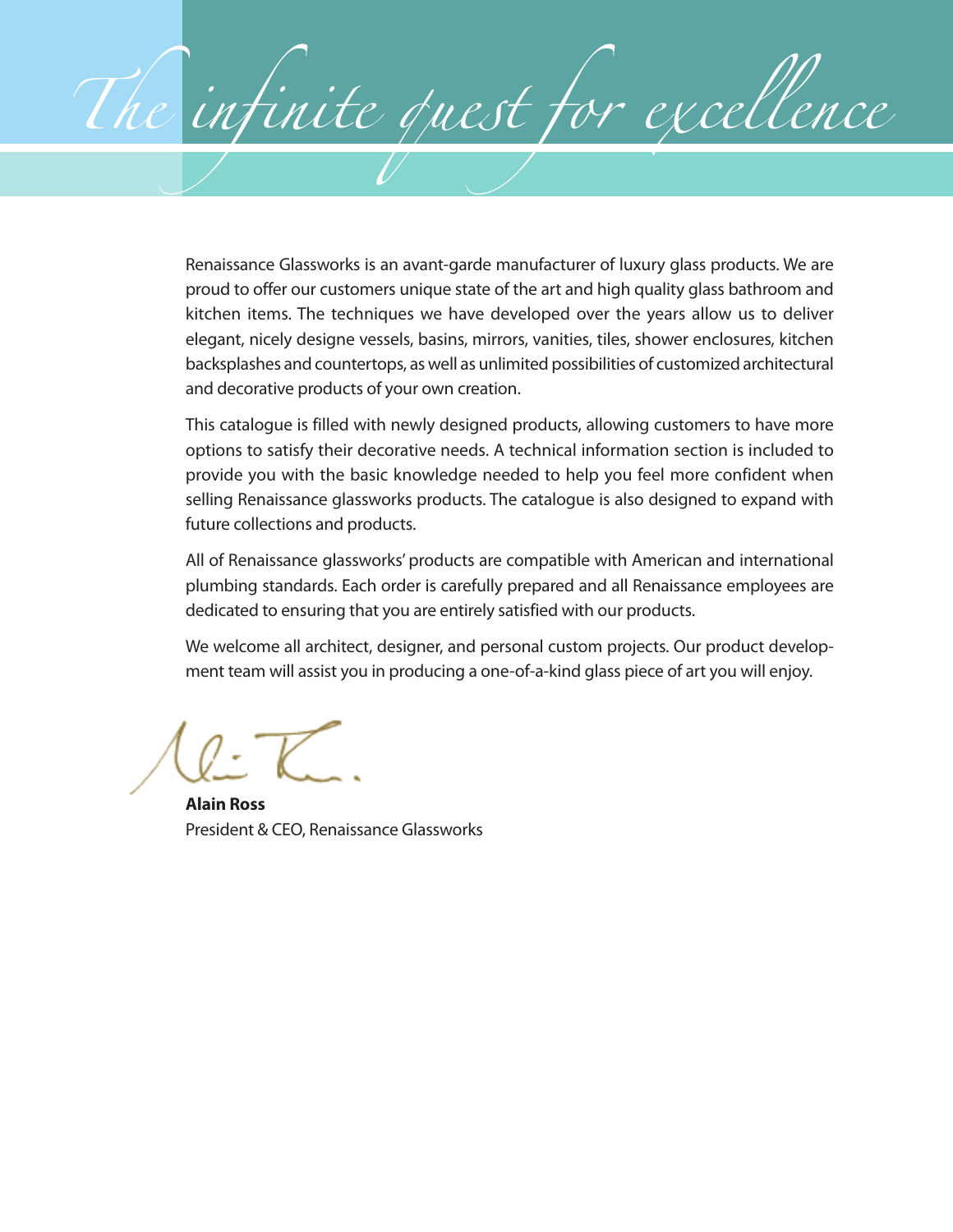# *The infinite quest for excellence*

Renaissance Glassworks is an avant-garde manufacturer of luxury glass products. We are proud to offer our customers unique state of the art and high quality glass bathroom and kitchen items. The techniques we have developed over the years allow us to deliver elegant, nicely designe vessels, basins, mirrors, vanities, tiles, shower enclosures, kitchen backsplashes and countertops, as well as unlimited possibilities of customized architectural and decorative products of your own creation.

This catalogue is filled with newly designed products, allowing customers to have more options to satisfy their decorative needs. A technical information section is included to provide you with the basic knowledge needed to help you feel more confident when selling Renaissance glassworks products. The catalogue is also designed to expand with future collections and products.

All of Renaissance glassworks' products are compatible with American and international plumbing standards. Each order is carefully prepared and all Renaissance employees are dedicated to ensuring that you are entirely satisfied with our products.

We welcome all architect, designer, and personal custom projects. Our product development team will assist you in producing a one-of-a-kind glass piece of art you will enjoy.

**Alain Ross**
President & CEO, Renaissance Glassworks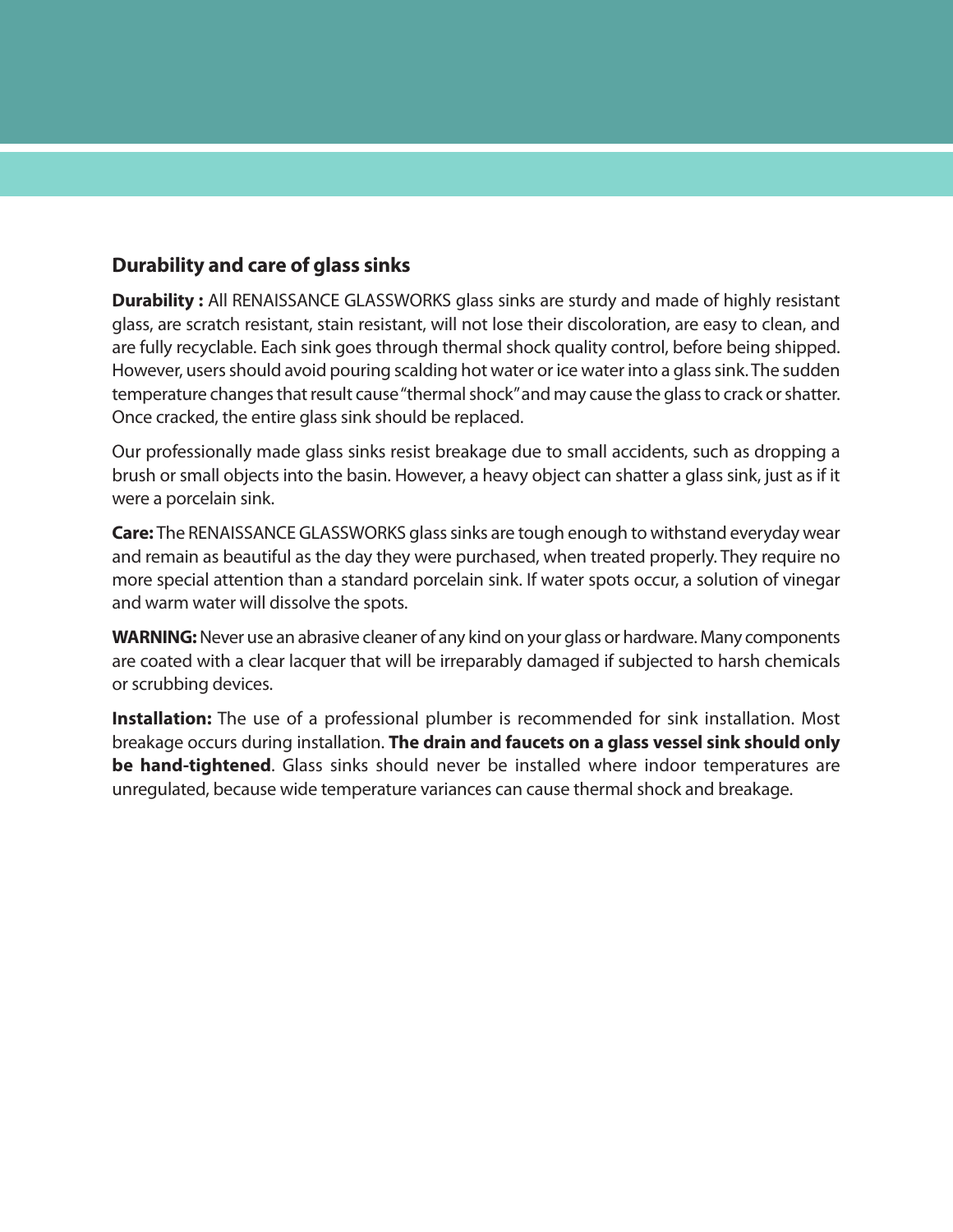## Durability and care of glass sinks

**Durability :** All RENAISSANCE GLASSWORKS glass sinks are sturdy and made of highly resistant glass, are scratch resistant, stain resistant, will not lose their discoloration, are easy to clean, and are fully recyclable. Each sink goes through thermal shock quality control, before being shipped. However, users should avoid pouring scalding hot water or ice water into a glass sink. The sudden temperature changes that result cause "thermal shock" and may cause the glass to crack or shatter. Once cracked, the entire glass sink should be replaced.

Our professionally made glass sinks resist breakage due to small accidents, such as dropping a brush or small objects into the basin. However, a heavy object can shatter a glass sink, just as if it were a porcelain sink.

**Care:** The RENAISSANCE GLASSWORKS glass sinks are tough enough to withstand everyday wear and remain as beautiful as the day they were purchased, when treated properly. They require no more special attention than a standard porcelain sink. If water spots occur, a solution of vinegar and warm water will dissolve the spots.

**WARNING:** Never use an abrasive cleaner of any kind on your glass or hardware. Many components are coated with a clear lacquer that will be irreparably damaged if subjected to harsh chemicals or scrubbing devices.

**Installation:** The use of a professional plumber is recommended for sink installation. Most breakage occurs during installation. **The drain and faucets on a glass vessel sink should only be hand-tightened**. Glass sinks should never be installed where indoor temperatures are unregulated, because wide temperature variances can cause thermal shock and breakage.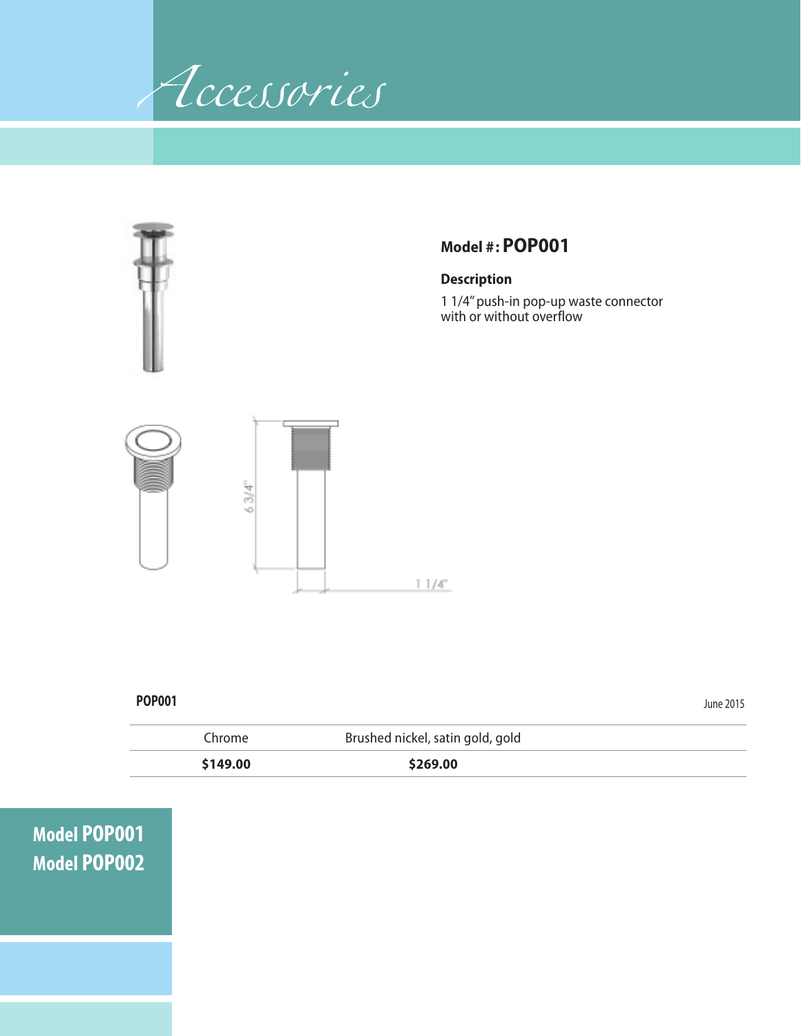# Accessories

**Model #: POP001**

**Description**

1 1/4" push-in pop-up waste connector
with or without overflow

6 3/4"

1 1/4"

**POP001**

June 2015

| Chrome | Brushed nickel, satin gold, gold |
|---|---|
| **$149.00** | **$269.00** |

**Model POP001**
**Model POP002**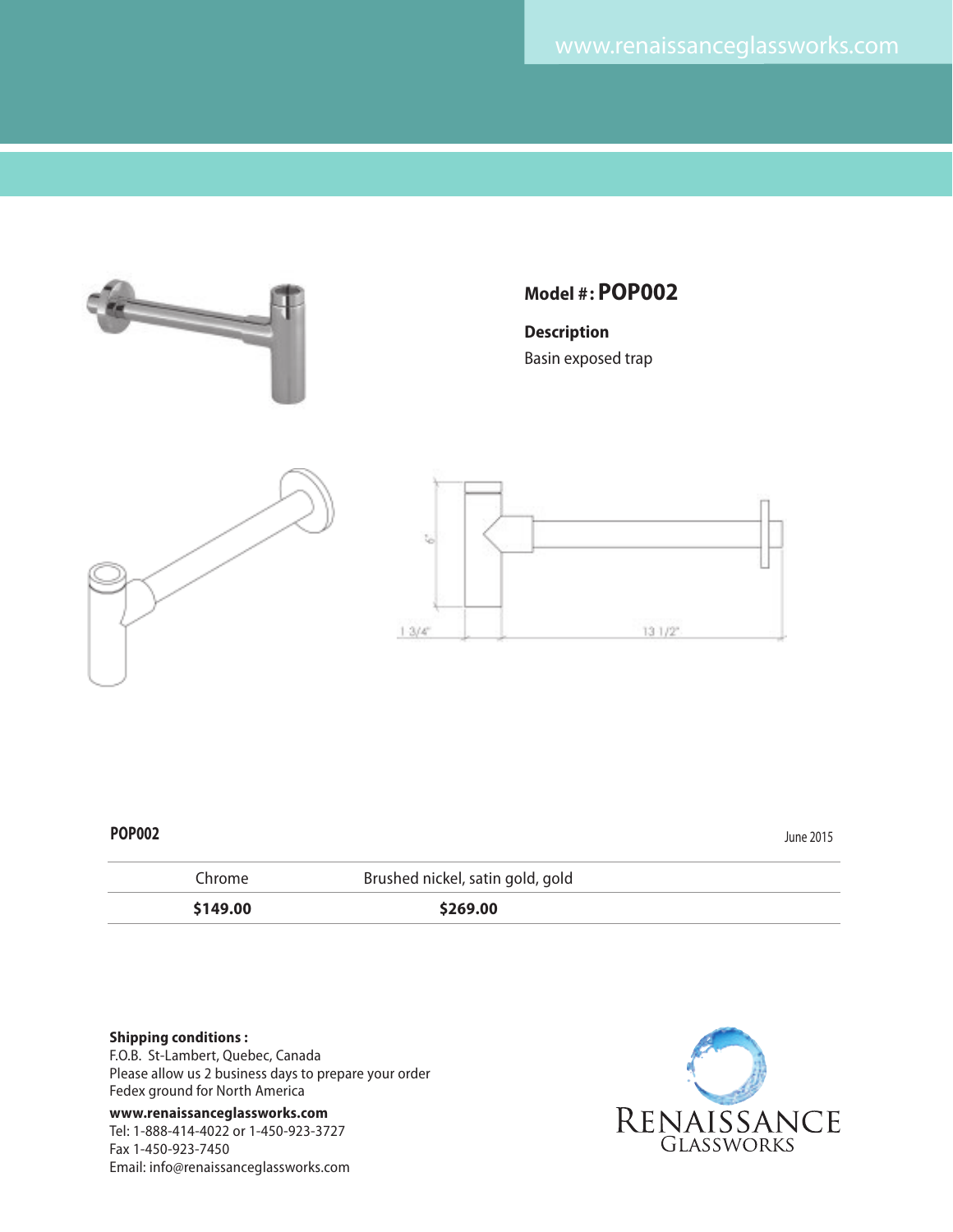www.renaissanceglassworks.com

**Model # : POP002**

**Description**

Basin exposed trap

6"

1 3/4"

13 1/2"

**POP002**

June 2015

| Chrome | Brushed nickel, satin gold, gold |
|---|---|
| **$149.00** | **$269.00** |

**Shipping conditions :**
F.O.B. St-Lambert, Quebec, Canada
Please allow us 2 business days to prepare your order
Fedex ground for North America

**www.renaissanceglassworks.com**
Tel: 1-888-414-4022 or 1-450-923-3727
Fax 1-450-923-7450
Email: info@renaissanceglassworks.com

RENAISSANCE GLASSWORKS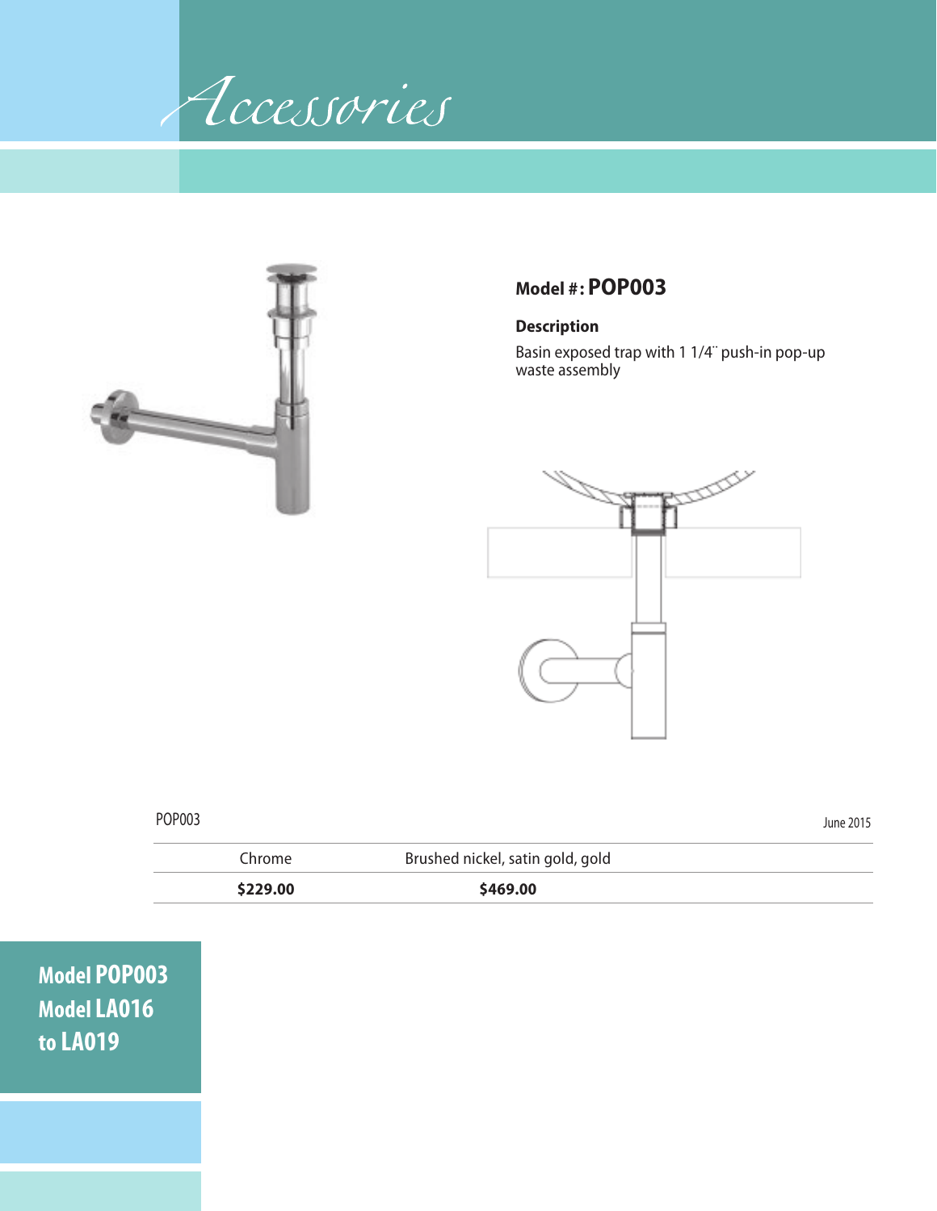# Accessories

## Model #: POP003

### Description

Basin exposed trap with 1 1/4¨ push-in pop-up waste assembly

POP003

June 2015

| Chrome | Brushed nickel, satin gold, gold |
|---|---|
| **$229.00** | **$469.00** |

**Model POP003**
**Model LA016 to LA019**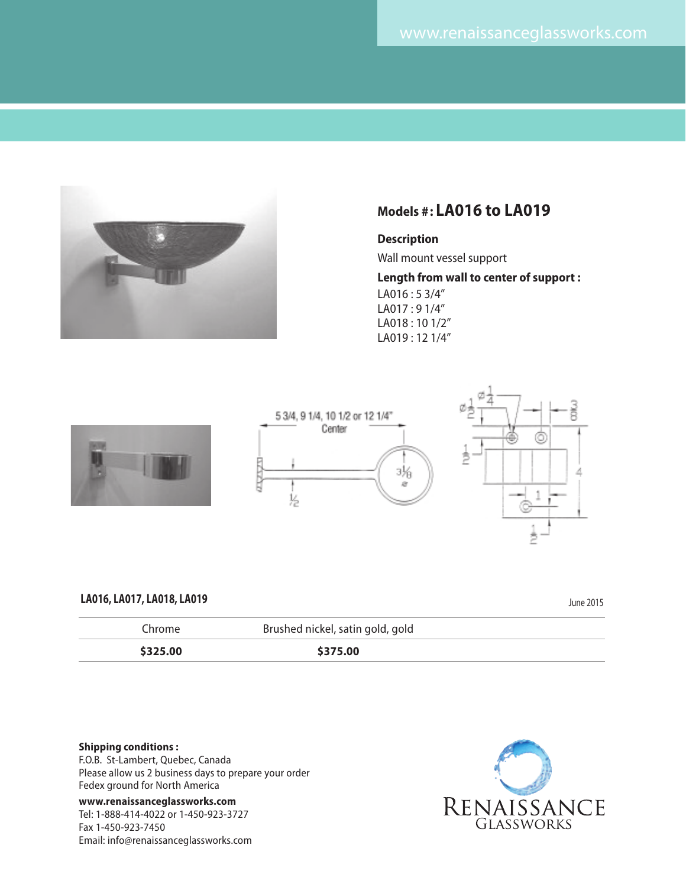www.renaissanceglassworks.com

## Models # : LA016 to LA019

**Description**

Wall mount vessel support

**Length from wall to center of support :**

LA016 : 5 3/4"
LA017 : 9 1/4"
LA018 : 10 1/2"
LA019 : 12 1/4"

5 3/4, 9 1/4, 10 1/2 or 12 1/4"
Center

**LA016, LA017, LA018, LA019**

June 2015

| Chrome | Brushed nickel, satin gold, gold |
|---|---|
| **$325.00** | **$375.00** |

**Shipping conditions :**
F.O.B. St-Lambert, Quebec, Canada
Please allow us 2 business days to prepare your order
Fedex ground for North America

**www.renaissanceglassworks.com**
Tel: 1-888-414-4022 or 1-450-923-3727
Fax 1-450-923-7450
Email: info@renaissanceglassworks.com

RENAISSANCE GLASSWORKS